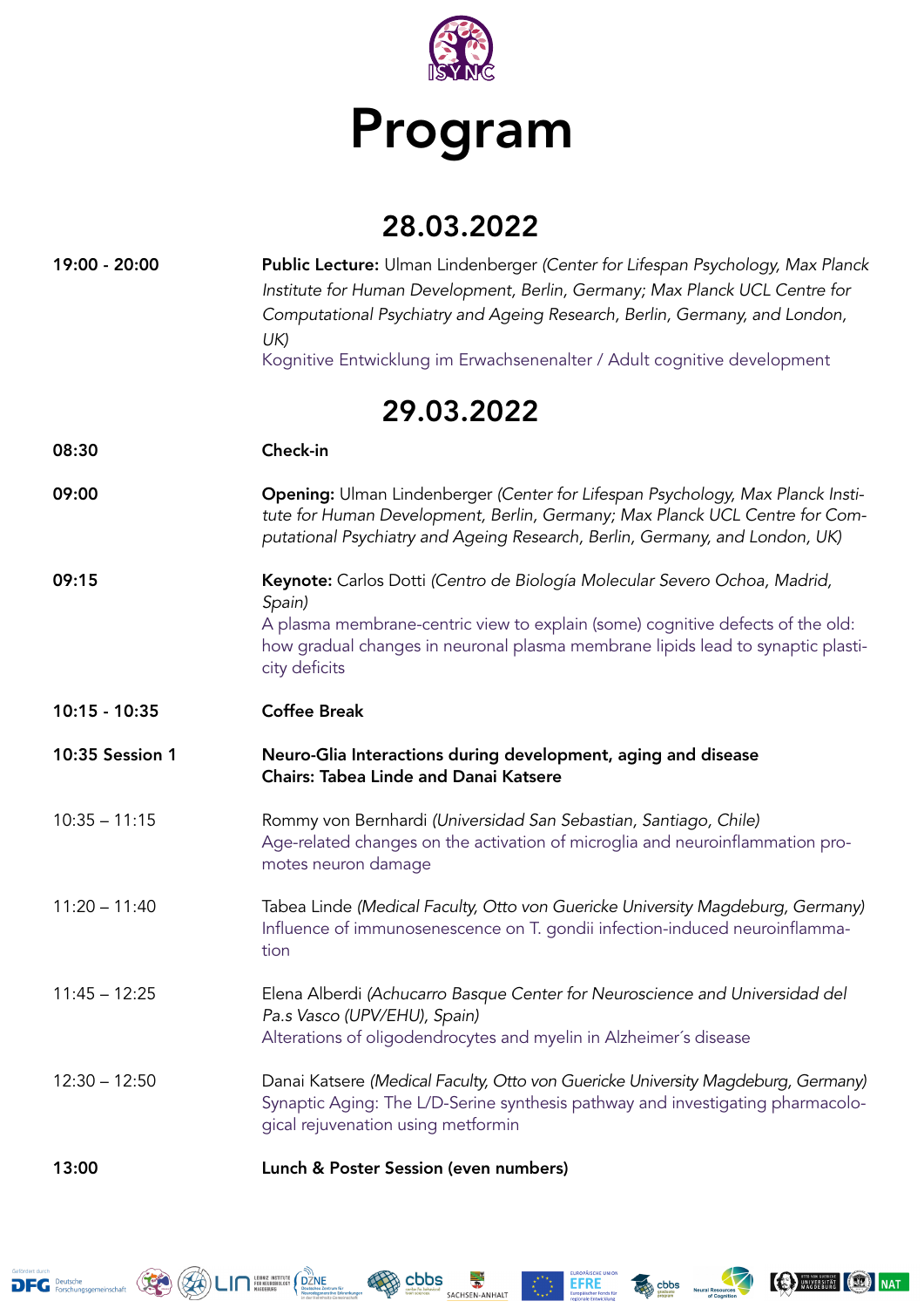# Program

## 28.03.2022

**19:00 - 20:00** **Public Lecture:** Ulman Lindenberger *(Center for Lifespan Psychology, Max Planck Institute for Human Development, Berlin, Germany; Max Planck UCL Centre for Computational Psychiatry and Ageing Research, Berlin, Germany, and London, UK)*
Kognitive Entwicklung im Erwachsenenalter / Adult cognitive development

## 29.03.2022

**08:30** **Check-in**

**09:00** **Opening:** Ulman Lindenberger *(Center for Lifespan Psychology, Max Planck Institute for Human Development, Berlin, Germany; Max Planck UCL Centre for Computational Psychiatry and Ageing Research, Berlin, Germany, and London, UK)*

**09:15** **Keynote:** Carlos Dotti *(Centro de Biología Molecular Severo Ochoa, Madrid, Spain)*
A plasma membrane-centric view to explain (some) cognitive defects of the old: how gradual changes in neuronal plasma membrane lipids lead to synaptic plasticity deficits

**10:15 - 10:35** **Coffee Break**

**10:35 Session 1** **Neuro-Glia Interactions during development, aging and disease**
**Chairs: Tabea Linde and Danai Katsere**

10:35 – 11:15 Rommy von Bernhardi *(Universidad San Sebastian, Santiago, Chile)*
Age-related changes on the activation of microglia and neuroinflammation promotes neuron damage

11:20 – 11:40 Tabea Linde *(Medical Faculty, Otto von Guericke University Magdeburg, Germany)*
Influence of immunosenescence on T. gondii infection-induced neuroinflammation

11:45 – 12:25 Elena Alberdi *(Achucarro Basque Center for Neuroscience and Universidad del Pa.s Vasco (UPV/EHU), Spain)*
Alterations of oligodendrocytes and myelin in Alzheimer´s disease

12:30 – 12:50 Danai Katsere *(Medical Faculty, Otto von Guericke University Magdeburg, Germany)*
Synaptic Aging: The L/D-Serine synthesis pathway and investigating pharmacological rejuvenation using metformin

**13:00** **Lunch & Poster Session (even numbers)**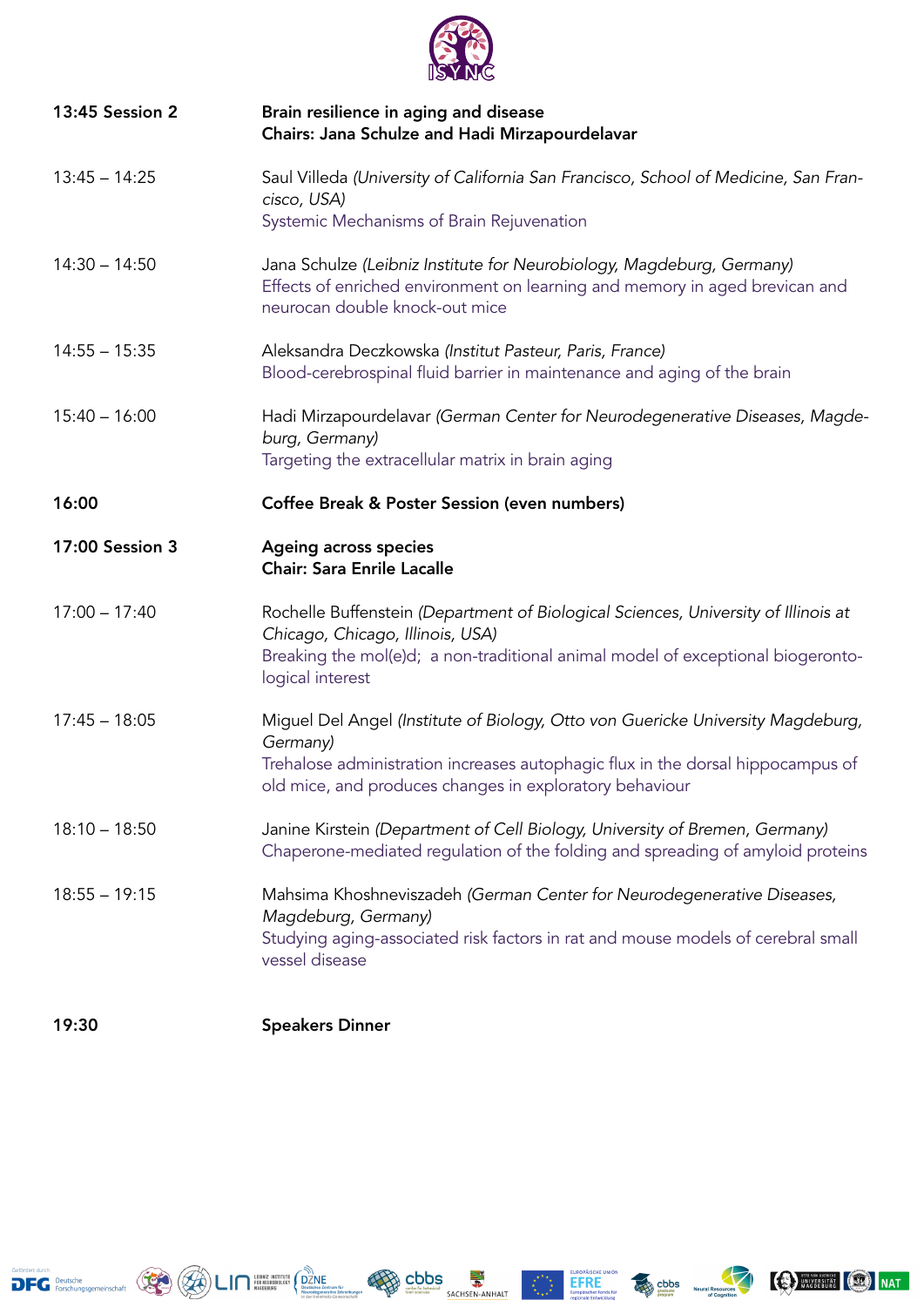| | |
|---|---|
| **13:45 Session 2** | **Brain resilience in aging and disease**<br>**Chairs: Jana Schulze and Hadi Mirzapourdelavar** |
| 13:45 – 14:25 | Saul Villeda *(University of California San Francisco, School of Medicine, San Francisco, USA)*<br>Systemic Mechanisms of Brain Rejuvenation |
| 14:30 – 14:50 | Jana Schulze *(Leibniz Institute for Neurobiology, Magdeburg, Germany)*<br>Effects of enriched environment on learning and memory in aged brevican and neurocan double knock-out mice |
| 14:55 – 15:35 | Aleksandra Deczkowska *(Institut Pasteur, Paris, France)*<br>Blood-cerebrospinal fluid barrier in maintenance and aging of the brain |
| 15:40 – 16:00 | Hadi Mirzapourdelavar *(German Center for Neurodegenerative Diseases, Magdeburg, Germany)*<br>Targeting the extracellular matrix in brain aging |
| **16:00** | **Coffee Break & Poster Session (even numbers)** |
| **17:00 Session 3** | **Ageing across species**<br>**Chair: Sara Enrile Lacalle** |
| 17:00 – 17:40 | Rochelle Buffenstein *(Department of Biological Sciences, University of Illinois at Chicago, Chicago, Illinois, USA)*<br>Breaking the mol(e)d; a non-traditional animal model of exceptional biogerontological interest |
| 17:45 – 18:05 | Miguel Del Angel *(Institute of Biology, Otto von Guericke University Magdeburg, Germany)*<br>Trehalose administration increases autophagic flux in the dorsal hippocampus of old mice, and produces changes in exploratory behaviour |
| 18:10 – 18:50 | Janine Kirstein *(Department of Cell Biology, University of Bremen, Germany)*<br>Chaperone-mediated regulation of the folding and spreading of amyloid proteins |
| 18:55 – 19:15 | Mahsima Khoshneviszadeh *(German Center for Neurodegenerative Diseases, Magdeburg, Germany)*<br>Studying aging-associated risk factors in rat and mouse models of cerebral small vessel disease |
| **19:30** | **Speakers Dinner** |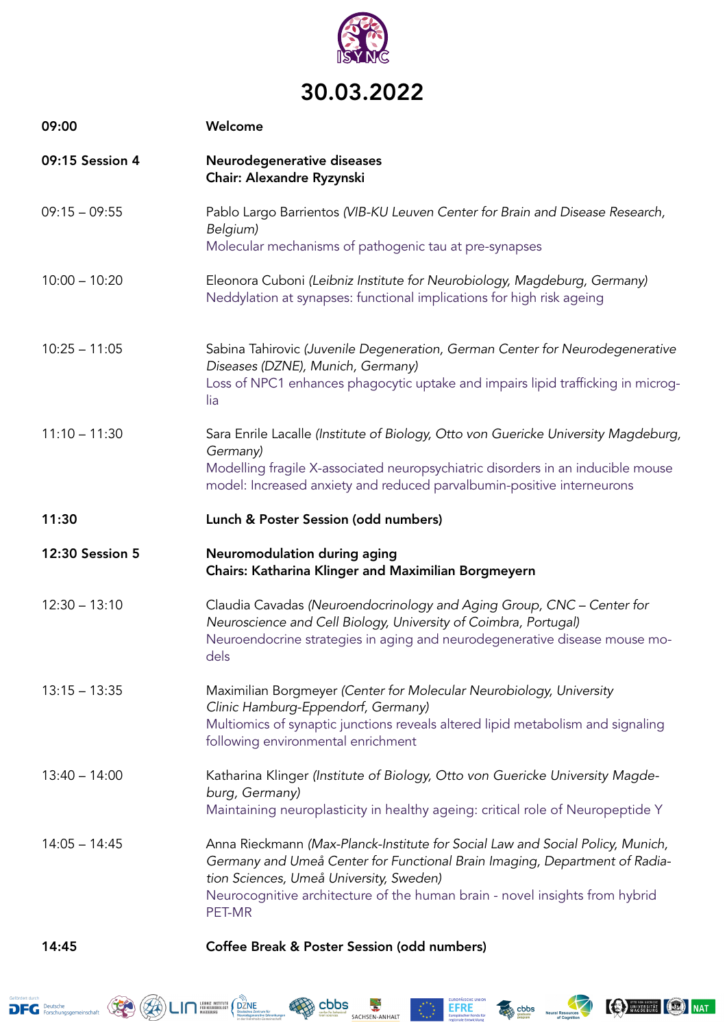# 30.03.2022

| | |
|---|---|
| **09:00** | **Welcome** |
| **09:15 Session 4** | **Neurodegenerative diseases**<br>**Chair: Alexandre Ryzynski** |
| 09:15 – 09:55 | Pablo Largo Barrientos *(VIB-KU Leuven Center for Brain and Disease Research, Belgium)*<br>Molecular mechanisms of pathogenic tau at pre-synapses |
| 10:00 – 10:20 | Eleonora Cuboni *(Leibniz Institute for Neurobiology, Magdeburg, Germany)*<br>Neddylation at synapses: functional implications for high risk ageing |
| 10:25 – 11:05 | Sabina Tahirovic *(Juvenile Degeneration, German Center for Neurodegenerative Diseases (DZNE), Munich, Germany)*<br>Loss of NPC1 enhances phagocytic uptake and impairs lipid trafficking in microglia |
| 11:10 – 11:30 | Sara Enrile Lacalle *(Institute of Biology, Otto von Guericke University Magdeburg, Germany)*<br>Modelling fragile X-associated neuropsychiatric disorders in an inducible mouse model: Increased anxiety and reduced parvalbumin-positive interneurons |
| **11:30** | **Lunch & Poster Session (odd numbers)** |
| **12:30 Session 5** | **Neuromodulation during aging**<br>**Chairs: Katharina Klinger and Maximilian Borgmeyern** |
| 12:30 – 13:10 | Claudia Cavadas *(Neuroendocrinology and Aging Group, CNC – Center for Neuroscience and Cell Biology, University of Coimbra, Portugal)*<br>Neuroendocrine strategies in aging and neurodegenerative disease mouse models |
| 13:15 – 13:35 | Maximilian Borgmeyer *(Center for Molecular Neurobiology, University Clinic Hamburg-Eppendorf, Germany)*<br>Multiomics of synaptic junctions reveals altered lipid metabolism and signaling following environmental enrichment |
| 13:40 – 14:00 | Katharina Klinger *(Institute of Biology, Otto von Guericke University Magdeburg, Germany)*<br>Maintaining neuroplasticity in healthy ageing: critical role of Neuropeptide Y |
| 14:05 – 14:45 | Anna Rieckmann *(Max-Planck-Institute for Social Law and Social Policy, Munich, Germany and Umeå Center for Functional Brain Imaging, Department of Radiation Sciences, Umeå University, Sweden)*<br>Neurocognitive architecture of the human brain - novel insights from hybrid PET-MR |
| **14:45** | **Coffee Break & Poster Session (odd numbers)** |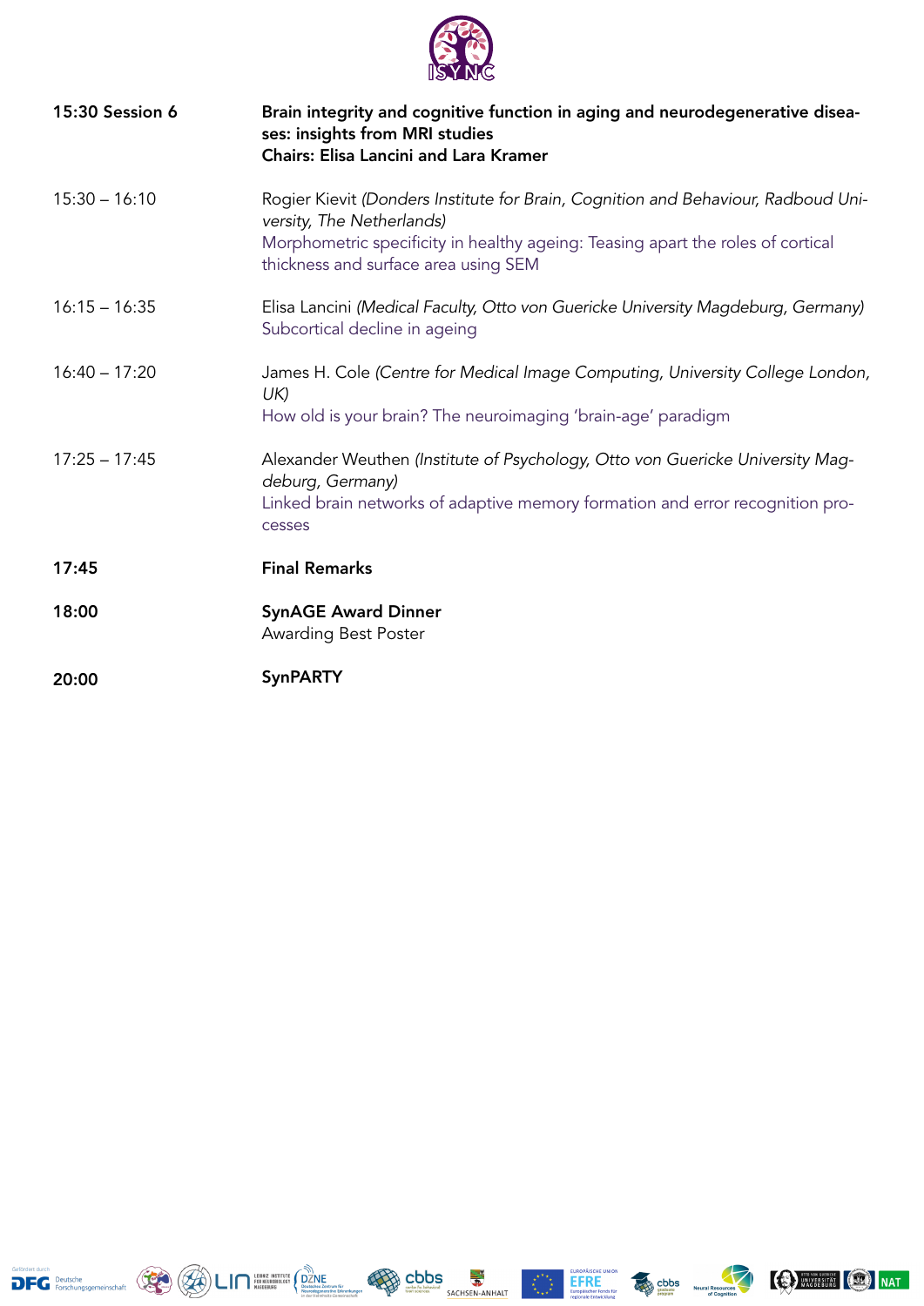| | |
|---|---|
| **15:30 Session 6** | **Brain integrity and cognitive function in aging and neurodegenerative diseases: insights from MRI studies**<br>**Chairs: Elisa Lancini and Lara Kramer** |
| 15:30 – 16:10 | Rogier Kievit *(Donders Institute for Brain, Cognition and Behaviour, Radboud University, The Netherlands)*<br>Morphometric specificity in healthy ageing: Teasing apart the roles of cortical thickness and surface area using SEM |
| 16:15 – 16:35 | Elisa Lancini *(Medical Faculty, Otto von Guericke University Magdeburg, Germany)*<br>Subcortical decline in ageing |
| 16:40 – 17:20 | James H. Cole *(Centre for Medical Image Computing, University College London, UK)*<br>How old is your brain? The neuroimaging 'brain-age' paradigm |
| 17:25 – 17:45 | Alexander Weuthen *(Institute of Psychology, Otto von Guericke University Magdeburg, Germany)*<br>Linked brain networks of adaptive memory formation and error recognition processes |
| **17:45** | **Final Remarks** |
| **18:00** | **SynAGE Award Dinner**<br>Awarding Best Poster |
| **20:00** | **SynPARTY** |